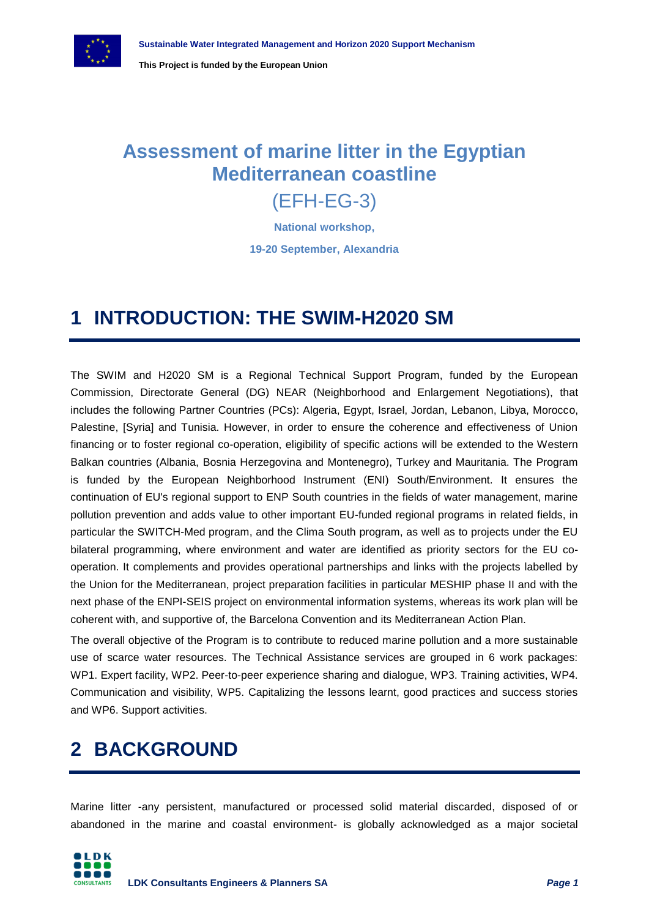# Assessment of marine litter in the Egyptian Mediterranean coastline

(EFH-EG-3)

**National workshop,**

**19-20 September, Alexandria**

## 1 INTRODUCTION: THE SWIM-H2020 SM

The SWIM and H2020 SM is a Regional Technical Support Program, funded by the European Commission, Directorate General (DG) NEAR (Neighborhood and Enlargement Negotiations), that includes the following Partner Countries (PCs): Algeria, Egypt, Israel, Jordan, Lebanon, Libya, Morocco, Palestine, [Syria] and Tunisia. However, in order to ensure the coherence and effectiveness of Union financing or to foster regional co-operation, eligibility of specific actions will be extended to the Western Balkan countries (Albania, Bosnia Herzegovina and Montenegro), Turkey and Mauritania. The Program is funded by the European Neighborhood Instrument (ENI) South/Environment. It ensures the continuation of EU's regional support to ENP South countries in the fields of water management, marine pollution prevention and adds value to other important EU-funded regional programs in related fields, in particular the SWITCH-Med program, and the Clima South program, as well as to projects under the EU bilateral programming, where environment and water are identified as priority sectors for the EU co-operation. It complements and provides operational partnerships and links with the projects labelled by the Union for the Mediterranean, project preparation facilities in particular MESHIP phase II and with the next phase of the ENPI-SEIS project on environmental information systems, whereas its work plan will be coherent with, and supportive of, the Barcelona Convention and its Mediterranean Action Plan.

The overall objective of the Program is to contribute to reduced marine pollution and a more sustainable use of scarce water resources. The Technical Assistance services are grouped in 6 work packages: WP1. Expert facility, WP2. Peer-to-peer experience sharing and dialogue, WP3. Training activities, WP4. Communication and visibility, WP5. Capitalizing the lessons learnt, good practices and success stories and WP6. Support activities.

## 2 BACKGROUND

Marine litter -any persistent, manufactured or processed solid material discarded, disposed of or abandoned in the marine and coastal environment- is globally acknowledged as a major societal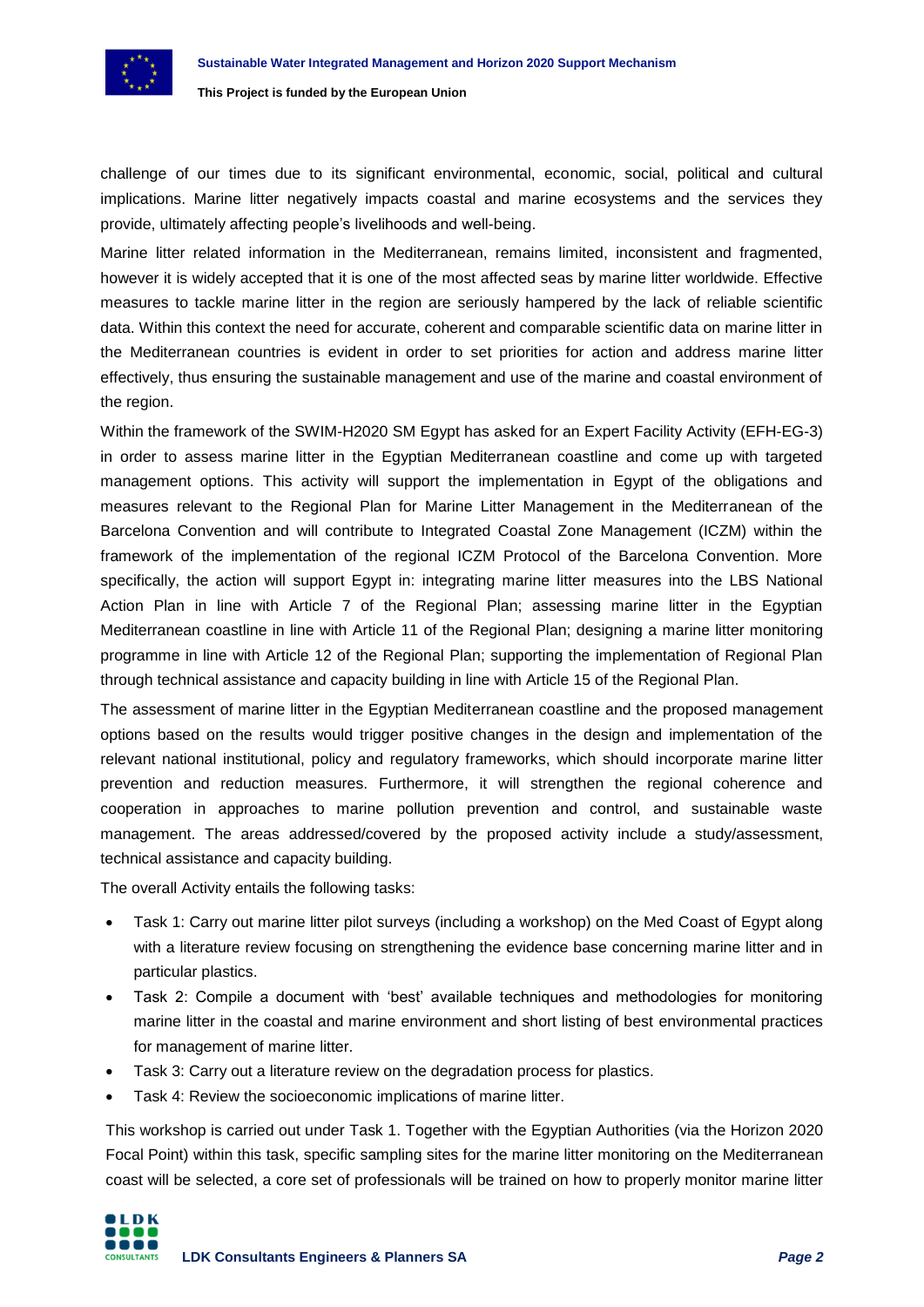challenge of our times due to its significant environmental, economic, social, political and cultural implications. Marine litter negatively impacts coastal and marine ecosystems and the services they provide, ultimately affecting people's livelihoods and well-being.

Marine litter related information in the Mediterranean, remains limited, inconsistent and fragmented, however it is widely accepted that it is one of the most affected seas by marine litter worldwide. Effective measures to tackle marine litter in the region are seriously hampered by the lack of reliable scientific data. Within this context the need for accurate, coherent and comparable scientific data on marine litter in the Mediterranean countries is evident in order to set priorities for action and address marine litter effectively, thus ensuring the sustainable management and use of the marine and coastal environment of the region.

Within the framework of the SWIM-H2020 SM Egypt has asked for an Expert Facility Activity (EFH-EG-3) in order to assess marine litter in the Egyptian Mediterranean coastline and come up with targeted management options. This activity will support the implementation in Egypt of the obligations and measures relevant to the Regional Plan for Marine Litter Management in the Mediterranean of the Barcelona Convention and will contribute to Integrated Coastal Zone Management (ICZM) within the framework of the implementation of the regional ICZM Protocol of the Barcelona Convention. More specifically, the action will support Egypt in: integrating marine litter measures into the LBS National Action Plan in line with Article 7 of the Regional Plan; assessing marine litter in the Egyptian Mediterranean coastline in line with Article 11 of the Regional Plan; designing a marine litter monitoring programme in line with Article 12 of the Regional Plan; supporting the implementation of Regional Plan through technical assistance and capacity building in line with Article 15 of the Regional Plan.

The assessment of marine litter in the Egyptian Mediterranean coastline and the proposed management options based on the results would trigger positive changes in the design and implementation of the relevant national institutional, policy and regulatory frameworks, which should incorporate marine litter prevention and reduction measures. Furthermore, it will strengthen the regional coherence and cooperation in approaches to marine pollution prevention and control, and sustainable waste management. The areas addressed/covered by the proposed activity include a study/assessment, technical assistance and capacity building.

The overall Activity entails the following tasks:

- Task 1: Carry out marine litter pilot surveys (including a workshop) on the Med Coast of Egypt along with a literature review focusing on strengthening the evidence base concerning marine litter and in particular plastics.
- Task 2: Compile a document with 'best' available techniques and methodologies for monitoring marine litter in the coastal and marine environment and short listing of best environmental practices for management of marine litter.
- Task 3: Carry out a literature review on the degradation process for plastics.
- Task 4: Review the socioeconomic implications of marine litter.

This workshop is carried out under Task 1. Together with the Egyptian Authorities (via the Horizon 2020 Focal Point) within this task, specific sampling sites for the marine litter monitoring on the Mediterranean coast will be selected, a core set of professionals will be trained on how to properly monitor marine litter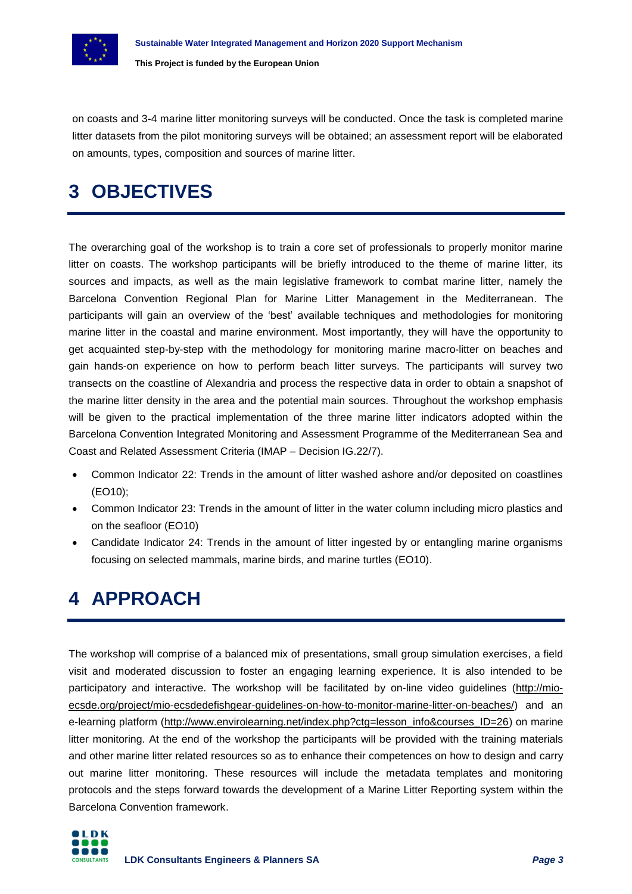on coasts and 3-4 marine litter monitoring surveys will be conducted. Once the task is completed marine litter datasets from the pilot monitoring surveys will be obtained; an assessment report will be elaborated on amounts, types, composition and sources of marine litter.

# 3 OBJECTIVES

The overarching goal of the workshop is to train a core set of professionals to properly monitor marine litter on coasts. The workshop participants will be briefly introduced to the theme of marine litter, its sources and impacts, as well as the main legislative framework to combat marine litter, namely the Barcelona Convention Regional Plan for Marine Litter Management in the Mediterranean. The participants will gain an overview of the 'best' available techniques and methodologies for monitoring marine litter in the coastal and marine environment. Most importantly, they will have the opportunity to get acquainted step-by-step with the methodology for monitoring marine macro-litter on beaches and gain hands-on experience on how to perform beach litter surveys. The participants will survey two transects on the coastline of Alexandria and process the respective data in order to obtain a snapshot of the marine litter density in the area and the potential main sources. Throughout the workshop emphasis will be given to the practical implementation of the three marine litter indicators adopted within the Barcelona Convention Integrated Monitoring and Assessment Programme of the Mediterranean Sea and Coast and Related Assessment Criteria (IMAP – Decision IG.22/7).

- Common Indicator 22: Trends in the amount of litter washed ashore and/or deposited on coastlines (EO10);
- Common Indicator 23: Trends in the amount of litter in the water column including micro plastics and on the seafloor (EO10)
- Candidate Indicator 24: Trends in the amount of litter ingested by or entangling marine organisms focusing on selected mammals, marine birds, and marine turtles (EO10).

# 4 APPROACH

The workshop will comprise of a balanced mix of presentations, small group simulation exercises, a field visit and moderated discussion to foster an engaging learning experience. It is also intended to be participatory and interactive. The workshop will be facilitated by on-line video guidelines (http://mio-ecsde.org/project/mio-ecsdedefishgear-guidelines-on-how-to-monitor-marine-litter-on-beaches/) and an e-learning platform (http://www.envirolearning.net/index.php?ctg=lesson_info&courses_ID=26) on marine litter monitoring. At the end of the workshop the participants will be provided with the training materials and other marine litter related resources so as to enhance their competences on how to design and carry out marine litter monitoring. These resources will include the metadata templates and monitoring protocols and the steps forward towards the development of a Marine Litter Reporting system within the Barcelona Convention framework.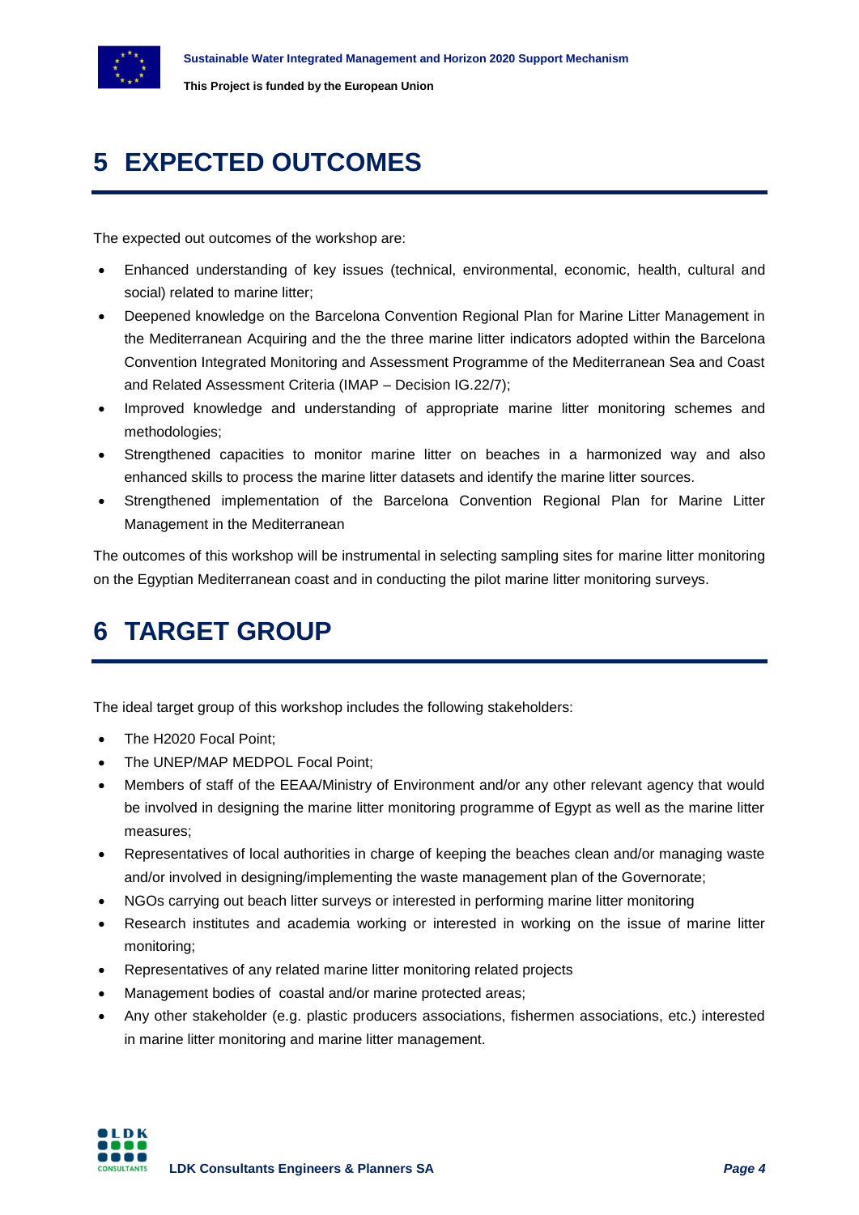# 5 EXPECTED OUTCOMES

The expected out outcomes of the workshop are:

- Enhanced understanding of key issues (technical, environmental, economic, health, cultural and social) related to marine litter;
- Deepened knowledge on the Barcelona Convention Regional Plan for Marine Litter Management in the Mediterranean Acquiring and the the three marine litter indicators adopted within the Barcelona Convention Integrated Monitoring and Assessment Programme of the Mediterranean Sea and Coast and Related Assessment Criteria (IMAP – Decision IG.22/7);
- Improved knowledge and understanding of appropriate marine litter monitoring schemes and methodologies;
- Strengthened capacities to monitor marine litter on beaches in a harmonized way and also enhanced skills to process the marine litter datasets and identify the marine litter sources.
- Strengthened implementation of the Barcelona Convention Regional Plan for Marine Litter Management in the Mediterranean

The outcomes of this workshop will be instrumental in selecting sampling sites for marine litter monitoring on the Egyptian Mediterranean coast and in conducting the pilot marine litter monitoring surveys.

# 6 TARGET GROUP

The ideal target group of this workshop includes the following stakeholders:

- The H2020 Focal Point;
- The UNEP/MAP MEDPOL Focal Point;
- Members of staff of the EEAA/Ministry of Environment and/or any other relevant agency that would be involved in designing the marine litter monitoring programme of Egypt as well as the marine litter measures;
- Representatives of local authorities in charge of keeping the beaches clean and/or managing waste and/or involved in designing/implementing the waste management plan of the Governorate;
- NGOs carrying out beach litter surveys or interested in performing marine litter monitoring
- Research institutes and academia working or interested in working on the issue of marine litter monitoring;
- Representatives of any related marine litter monitoring related projects
- Management bodies of coastal and/or marine protected areas;
- Any other stakeholder (e.g. plastic producers associations, fishermen associations, etc.) interested in marine litter monitoring and marine litter management.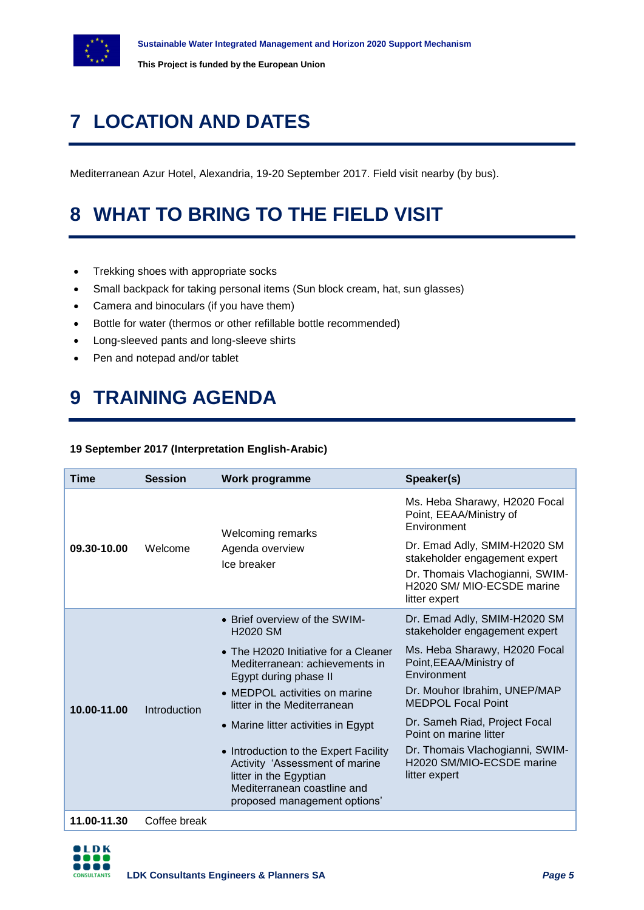# 7 LOCATION AND DATES

Mediterranean Azur Hotel, Alexandria, 19-20 September 2017. Field visit nearby (by bus).

# 8 WHAT TO BRING TO THE FIELD VISIT

- Trekking shoes with appropriate socks
- Small backpack for taking personal items (Sun block cream, hat, sun glasses)
- Camera and binoculars (if you have them)
- Bottle for water (thermos or other refillable bottle recommended)
- Long-sleeved pants and long-sleeve shirts
- Pen and notepad and/or tablet

# 9 TRAINING AGENDA

**19 September 2017 (Interpretation English-Arabic)**

| Time | Session | Work programme | Speaker(s) |
|---|---|---|---|
| **09.30-10.00** | Welcome | Welcoming remarks<br>Agenda overview<br>Ice breaker | Ms. Heba Sharawy, H2020 Focal Point, EEAA/Ministry of Environment<br>Dr. Emad Adly, SMIM-H2020 SM stakeholder engagement expert<br>Dr. Thomais Vlachogianni, SWIM-H2020 SM/ MIO-ECSDE marine litter expert |
| **10.00-11.00** | Introduction | • Brief overview of the SWIM-H2020 SM | Dr. Emad Adly, SMIM-H2020 SM stakeholder engagement expert |
| | | • The H2020 Initiative for a Cleaner Mediterranean: achievements in Egypt during phase II | Ms. Heba Sharawy, H2020 Focal Point,EEAA/Ministry of Environment |
| | | • MEDPOL activities on marine litter in the Mediterranean | Dr. Mouhor Ibrahim, UNEP/MAP MEDPOL Focal Point |
| | | • Marine litter activities in Egypt | Dr. Sameh Riad, Project Focal Point on marine litter |
| | | • Introduction to the Expert Facility Activity 'Assessment of marine litter in the Egyptian Mediterranean coastline and proposed management options' | Dr. Thomais Vlachogianni, SWIM-H2020 SM/MIO-ECSDE marine litter expert |
| **11.00-11.30** | Coffee break | | |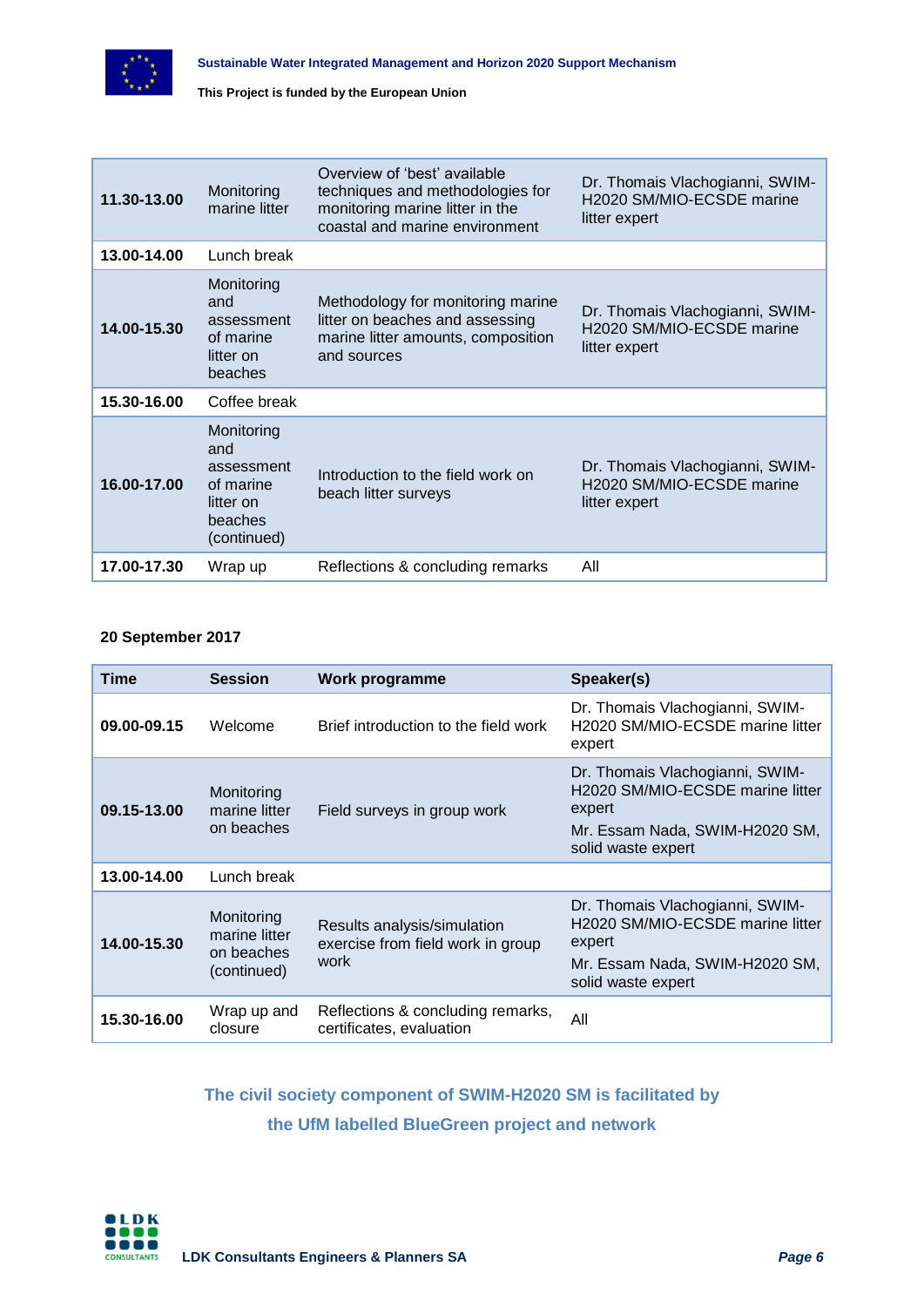| | | | |
|---|---|---|---|
| **11.30-13.00** | Monitoring marine litter | Overview of 'best' available techniques and methodologies for monitoring marine litter in the coastal and marine environment | Dr. Thomais Vlachogianni, SWIM-H2020 SM/MIO-ECSDE marine litter expert |
| **13.00-14.00** | Lunch break | | |
| **14.00-15.30** | Monitoring and assessment of marine litter on beaches | Methodology for monitoring marine litter on beaches and assessing marine litter amounts, composition and sources | Dr. Thomais Vlachogianni, SWIM-H2020 SM/MIO-ECSDE marine litter expert |
| **15.30-16.00** | Coffee break | | |
| **16.00-17.00** | Monitoring and assessment of marine litter on beaches (continued) | Introduction to the field work on beach litter surveys | Dr. Thomais Vlachogianni, SWIM-H2020 SM/MIO-ECSDE marine litter expert |
| **17.00-17.30** | Wrap up | Reflections & concluding remarks | All |

**20 September 2017**

| Time | Session | Work programme | Speaker(s) |
|---|---|---|---|
| **09.00-09.15** | Welcome | Brief introduction to the field work | Dr. Thomais Vlachogianni, SWIM-H2020 SM/MIO-ECSDE marine litter expert |
| **09.15-13.00** | Monitoring marine litter on beaches | Field surveys in group work | Dr. Thomais Vlachogianni, SWIM-H2020 SM/MIO-ECSDE marine litter expert<br>Mr. Essam Nada, SWIM-H2020 SM, solid waste expert |
| **13.00-14.00** | Lunch break | | |
| **14.00-15.30** | Monitoring marine litter on beaches (continued) | Results analysis/simulation exercise from field work in group work | Dr. Thomais Vlachogianni, SWIM-H2020 SM/MIO-ECSDE marine litter expert<br>Mr. Essam Nada, SWIM-H2020 SM, solid waste expert |
| **15.30-16.00** | Wrap up and closure | Reflections & concluding remarks, certificates, evaluation | All |

**The civil society component of SWIM-H2020 SM is facilitated by the UfM labelled BlueGreen project and network**